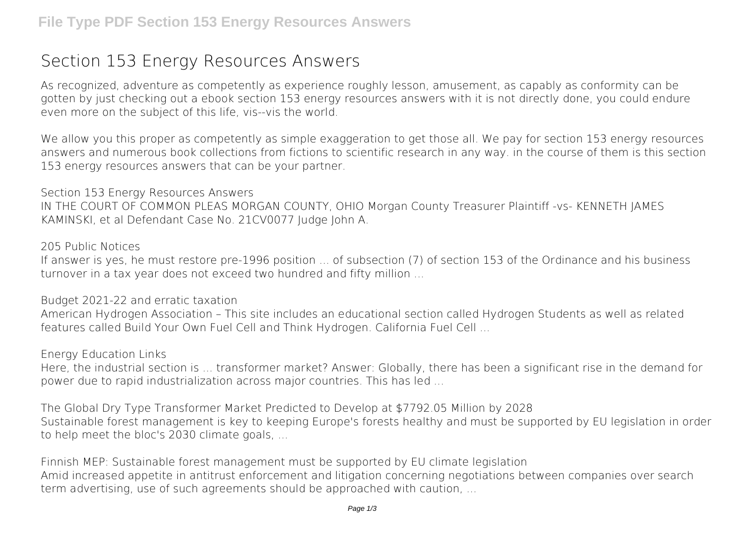# Section 153 Energy Resources Answers

As recognized, adventure as competently as experience roughly lesson, amusement, as capably as conformity can be gotten by just checking out a ebook section 153 energy resources answers with it is not directly done, you could endure even more on the subject of this life, vis--vis the world.

We allow you this proper as competently as simple exaggeration to get those all. We pay for section 153 energy resources answers and numerous book collections from fictions to scientific research in any way. in the course of them is this section 153 energy resources answers that can be your partner.

**Section 153 Energy Resources Answers**

IN THE COURT OF COMMON PLEAS MORGAN COUNTY, OHIO Morgan County Treasurer Plaintiff -vs- KENNETH JAMES KAMINSKI, et al Defendant Case No. 21CV0077 Judge John A.

**205 Public Notices**

If answer is yes, he must restore pre-1996 position ... of subsection (7) of section 153 of the Ordinance and his business turnover in a tax year does not exceed two hundred and fifty million ...

**Budget 2021-22 and erratic taxation**

American Hydrogen Association – This site includes an educational section called Hydrogen Students as well as related features called Build Your Own Fuel Cell and Think Hydrogen. California Fuel Cell ...

**Energy Education Links**

Here, the industrial section is ... transformer market? Answer: Globally, there has been a significant rise in the demand for power due to rapid industrialization across major countries. This has led ...

**The Global Dry Type Transformer Market Predicted to Develop at $7792.05 Million by 2028**

Sustainable forest management is key to keeping Europe's forests healthy and must be supported by EU legislation in order to help meet the bloc's 2030 climate goals, ...

**Finnish MEP: Sustainable forest management must be supported by EU climate legislation**

Amid increased appetite in antitrust enforcement and litigation concerning negotiations between companies over search term advertising, use of such agreements should be approached with caution, ...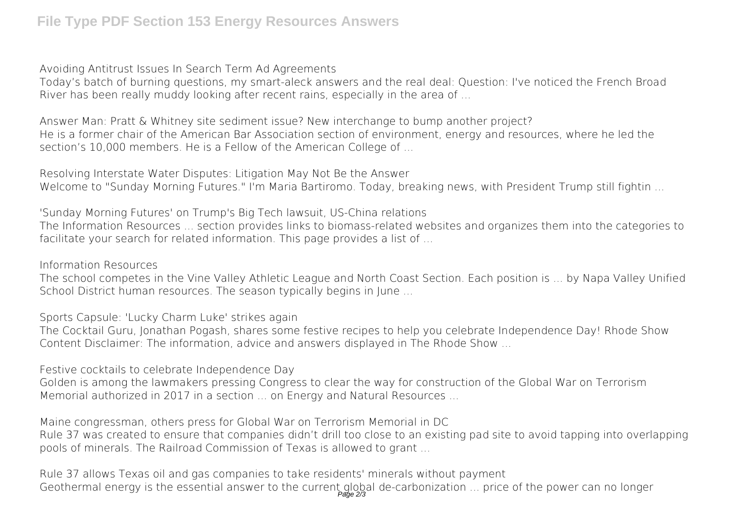**Avoiding Antitrust Issues In Search Term Ad Agreements**

Today's batch of burning questions, my smart-aleck answers and the real deal: Question: I've noticed the French Broad River has been really muddy looking after recent rains, especially in the area of ...

**Answer Man: Pratt & Whitney site sediment issue? New interchange to bump another project?**

He is a former chair of the American Bar Association section of environment, energy and resources, where he led the section's 10,000 members. He is a Fellow of the American College of ...

**Resolving Interstate Water Disputes: Litigation May Not Be the Answer**

Welcome to "Sunday Morning Futures." I'm Maria Bartiromo. Today, breaking news, with President Trump still fightin ...

**'Sunday Morning Futures' on Trump's Big Tech lawsuit, US-China relations**

The Information Resources ... section provides links to biomass-related websites and organizes them into the categories to facilitate your search for related information. This page provides a list of ...

**Information Resources**

The school competes in the Vine Valley Athletic League and North Coast Section. Each position is ... by Napa Valley Unified School District human resources. The season typically begins in June ...

**Sports Capsule: 'Lucky Charm Luke' strikes again**

The Cocktail Guru, Jonathan Pogash, shares some festive recipes to help you celebrate Independence Day! Rhode Show Content Disclaimer: The information, advice and answers displayed in The Rhode Show ...

**Festive cocktails to celebrate Independence Day**

Golden is among the lawmakers pressing Congress to clear the way for construction of the Global War on Terrorism Memorial authorized in 2017 in a section ... on Energy and Natural Resources ...

**Maine congressman, others press for Global War on Terrorism Memorial in DC**

Rule 37 was created to ensure that companies didn't drill too close to an existing pad site to avoid tapping into overlapping pools of minerals. The Railroad Commission of Texas is allowed to grant ...

**Rule 37 allows Texas oil and gas companies to take residents' minerals without payment**

Geothermal energy is the essential answer to the current global de-carbonization ... price of the power can no longer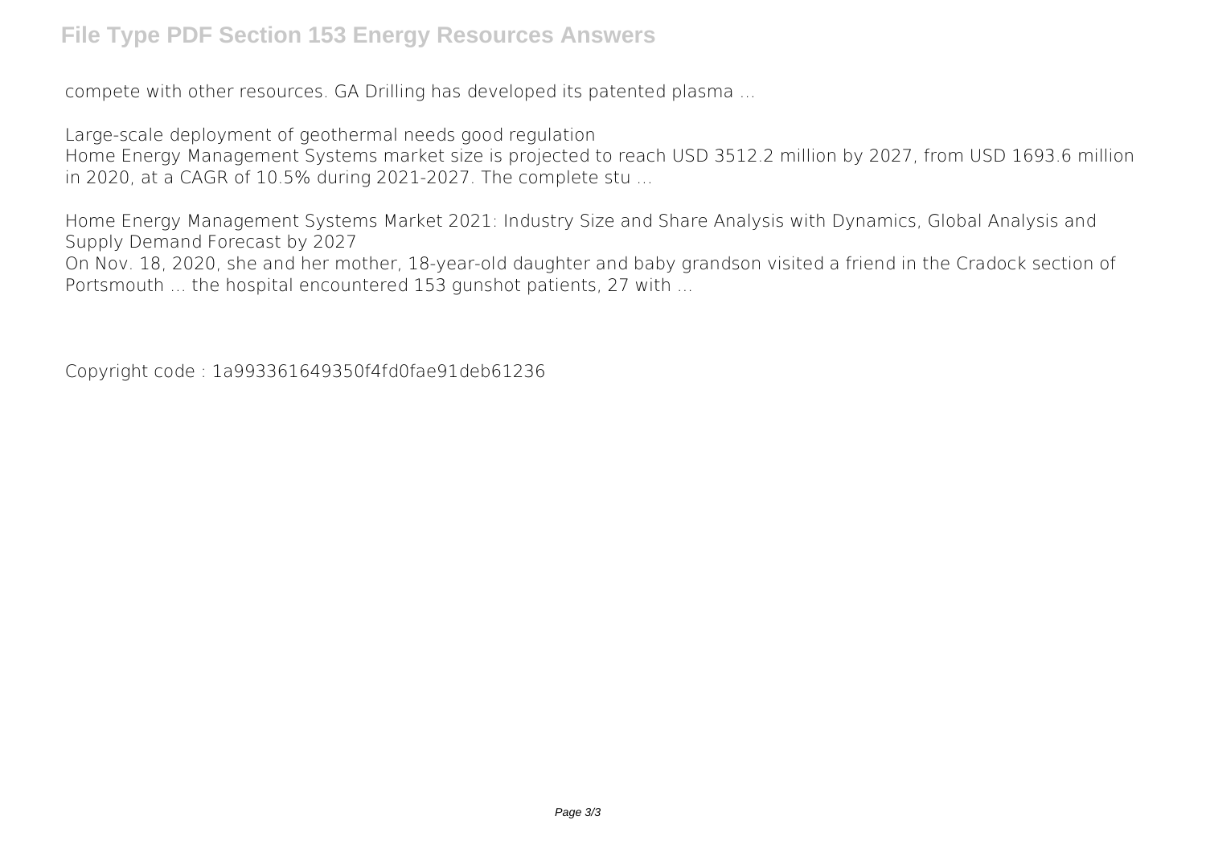compete with other resources. GA Drilling has developed its patented plasma ...

Large-scale deployment of geothermal needs good regulation

Home Energy Management Systems market size is projected to reach USD 3512.2 million by 2027, from USD 1693.6 million in 2020, at a CAGR of 10.5% during 2021-2027. The complete stu ...

Home Energy Management Systems Market 2021: Industry Size and Share Analysis with Dynamics, Global Analysis and Supply Demand Forecast by 2027

On Nov. 18, 2020, she and her mother, 18-year-old daughter and baby grandson visited a friend in the Cradock section of Portsmouth ... the hospital encountered 153 gunshot patients, 27 with ...

Copyright code : 1a993361649350f4fd0fae91deb61236